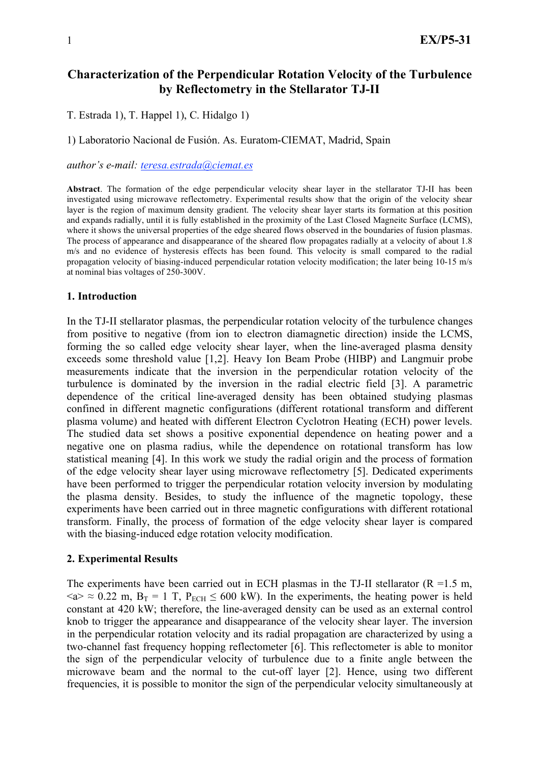# Characterization of the Perpendicular Rotation Velocity of the Turbulence by Reflectometry in the Stellarator TJ-II

T. Estrada 1), T. Happel 1), C. Hidalgo 1)

1) Laboratorio Nacional de Fusión. As. Euratom-CIEMAT, Madrid, Spain

*author's e-mail: teresa.estrada@ciemat.es*

**Abstract**. The formation of the edge perpendicular velocity shear layer in the stellarator TJ-II has been investigated using microwave reflectometry. Experimental results show that the origin of the velocity shear layer is the region of maximum density gradient. The velocity shear layer starts its formation at this position and expands radially, until it is fully established in the proximity of the Last Closed Magneitc Surface (LCMS), where it shows the universal properties of the edge sheared flows observed in the boundaries of fusion plasmas. The process of appearance and disappearance of the sheared flow propagates radially at a velocity of about 1.8 m/s and no evidence of hysteresis effects has been found. This velocity is small compared to the radial propagation velocity of biasing-induced perpendicular rotation velocity modification; the later being 10-15 m/s at nominal bias voltages of 250-300V.

## 1. Introduction

In the TJ-II stellarator plasmas, the perpendicular rotation velocity of the turbulence changes from positive to negative (from ion to electron diamagnetic direction) inside the LCMS, forming the so called edge velocity shear layer, when the line-averaged plasma density exceeds some threshold value [1,2]. Heavy Ion Beam Probe (HIBP) and Langmuir probe measurements indicate that the inversion in the perpendicular rotation velocity of the turbulence is dominated by the inversion in the radial electric field [3]. A parametric dependence of the critical line-averaged density has been obtained studying plasmas confined in different magnetic configurations (different rotational transform and different plasma volume) and heated with different Electron Cyclotron Heating (ECH) power levels. The studied data set shows a positive exponential dependence on heating power and a negative one on plasma radius, while the dependence on rotational transform has low statistical meaning [4]. In this work we study the radial origin and the process of formation of the edge velocity shear layer using microwave reflectometry [5]. Dedicated experiments have been performed to trigger the perpendicular rotation velocity inversion by modulating the plasma density. Besides, to study the influence of the magnetic topology, these experiments have been carried out in three magnetic configurations with different rotational transform. Finally, the process of formation of the edge velocity shear layer is compared with the biasing-induced edge rotation velocity modification.

## 2. Experimental Results

The experiments have been carried out in ECH plasmas in the TJ-II stellarator (R =1.5 m, $\langle a \rangle \approx 0.22$ m, $B_T$ = 1 T, $P_{ECH} \leq$ 600 kW). In the experiments, the heating power is held constant at 420 kW; therefore, the line-averaged density can be used as an external control knob to trigger the appearance and disappearance of the velocity shear layer. The inversion in the perpendicular rotation velocity and its radial propagation are characterized by using a two-channel fast frequency hopping reflectometer [6]. This reflectometer is able to monitor the sign of the perpendicular velocity of turbulence due to a finite angle between the microwave beam and the normal to the cut-off layer [2]. Hence, using two different frequencies, it is possible to monitor the sign of the perpendicular velocity simultaneously at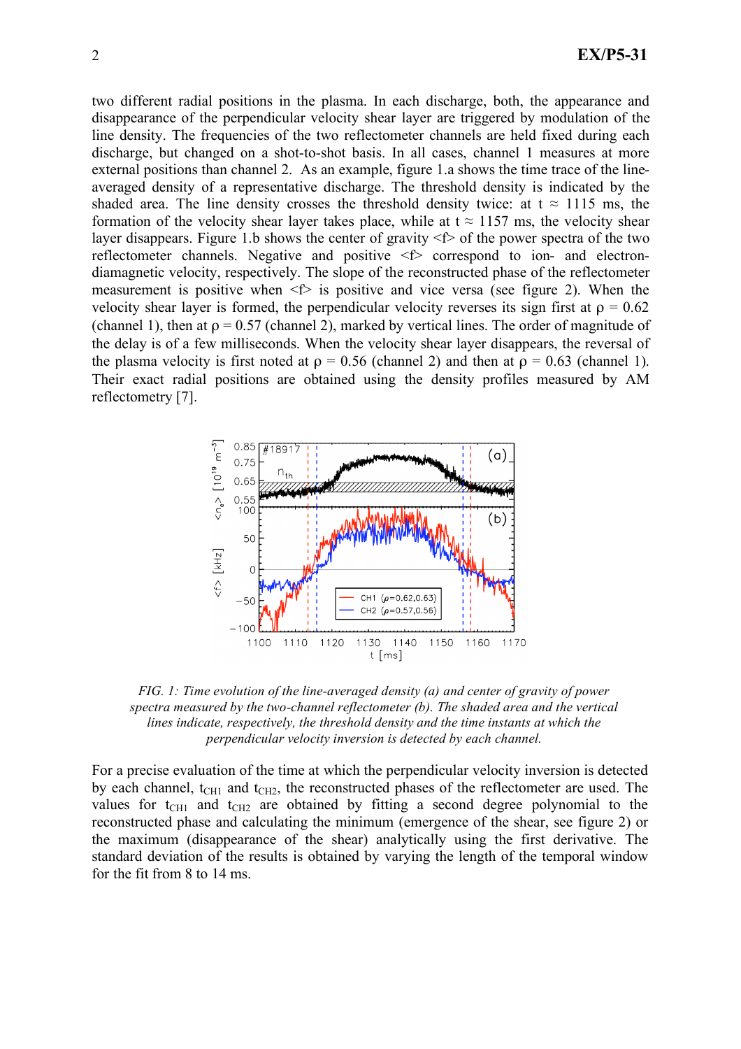two different radial positions in the plasma. In each discharge, both, the appearance and disappearance of the perpendicular velocity shear layer are triggered by modulation of the line density. The frequencies of the two reflectometer channels are held fixed during each discharge, but changed on a shot-to-shot basis. In all cases, channel 1 measures at more external positions than channel 2. As an example, figure 1.a shows the time trace of the line-averaged density of a representative discharge. The threshold density is indicated by the shaded area. The line density crosses the threshold density twice: at t ≈ 1115 ms, the formation of the velocity shear layer takes place, while at t ≈ 1157 ms, the velocity shear layer disappears. Figure 1.b shows the center of gravity <f> of the power spectra of the two reflectometer channels. Negative and positive <f> correspond to ion- and electron-diamagnetic velocity, respectively. The slope of the reconstructed phase of the reflectometer measurement is positive when <f> is positive and vice versa (see figure 2). When the velocity shear layer is formed, the perpendicular velocity reverses its sign first at $\rho = 0.62$ (channel 1), then at $\rho = 0.57$ (channel 2), marked by vertical lines. The order of magnitude of the delay is of a few milliseconds. When the velocity shear layer disappears, the reversal of the plasma velocity is first noted at $\rho = 0.56$ (channel 2) and then at $\rho = 0.63$ (channel 1). Their exact radial positions are obtained using the density profiles measured by AM reflectometry [7].

*FIG. 1: Time evolution of the line-averaged density (a) and center of gravity of power spectra measured by the two-channel reflectometer (b). The shaded area and the vertical lines indicate, respectively, the threshold density and the time instants at which the perpendicular velocity inversion is detected by each channel.*

For a precise evaluation of the time at which the perpendicular velocity inversion is detected by each channel, $t_{CH1}$ and $t_{CH2}$, the reconstructed phases of the reflectometer are used. The values for $t_{CH1}$ and $t_{CH2}$ are obtained by fitting a second degree polynomial to the reconstructed phase and calculating the minimum (emergence of the shear, see figure 2) or the maximum (disappearance of the shear) analytically using the first derivative. The standard deviation of the results is obtained by varying the length of the temporal window for the fit from 8 to 14 ms.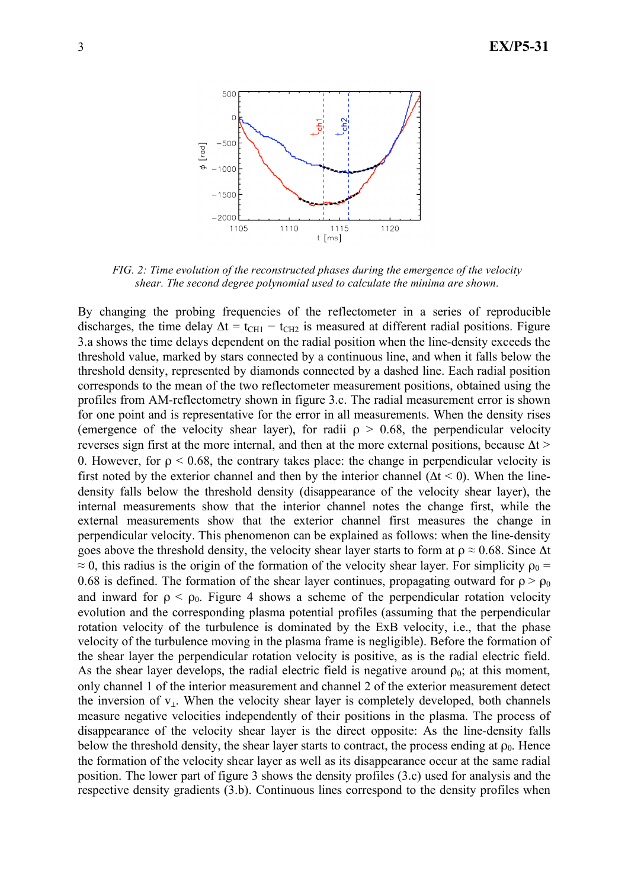*FIG. 2: Time evolution of the reconstructed phases during the emergence of the velocity shear. The second degree polynomial used to calculate the minima are shown.*

By changing the probing frequencies of the reflectometer in a series of reproducible discharges, the time delay $\Delta t = t_{CH1} - t_{CH2}$ is measured at different radial positions. Figure 3.a shows the time delays dependent on the radial position when the line-density exceeds the threshold value, marked by stars connected by a continuous line, and when it falls below the threshold density, represented by diamonds connected by a dashed line. Each radial position corresponds to the mean of the two reflectometer measurement positions, obtained using the profiles from AM-reflectometry shown in figure 3.c. The radial measurement error is shown for one point and is representative for the error in all measurements. When the density rises (emergence of the velocity shear layer), for radii $\rho > 0.68$, the perpendicular velocity reverses sign first at the more internal, and then at the more external positions, because $\Delta t > 0$. However, for $\rho < 0.68$, the contrary takes place: the change in perpendicular velocity is first noted by the exterior channel and then by the interior channel ($\Delta t < 0$). When the line-density falls below the threshold density (disappearance of the velocity shear layer), the internal measurements show that the interior channel notes the change first, while the external measurements show that the exterior channel first measures the change in perpendicular velocity. This phenomenon can be explained as follows: when the line-density goes above the threshold density, the velocity shear layer starts to form at $\rho \approx 0.68$. Since $\Delta t \approx 0$, this radius is the origin of the formation of the velocity shear layer. For simplicity $\rho_0 = 0.68$ is defined. The formation of the shear layer continues, propagating outward for $\rho > \rho_0$ and inward for $\rho < \rho_0$. Figure 4 shows a scheme of the perpendicular rotation velocity evolution and the corresponding plasma potential profiles (assuming that the perpendicular rotation velocity of the turbulence is dominated by the ExB velocity, i.e., that the phase velocity of the turbulence moving in the plasma frame is negligible). Before the formation of the shear layer the perpendicular rotation velocity is positive, as is the radial electric field. As the shear layer develops, the radial electric field is negative around $\rho_0$; at this moment, only channel 1 of the interior measurement and channel 2 of the exterior measurement detect the inversion of $v_\perp$. When the velocity shear layer is completely developed, both channels measure negative velocities independently of their positions in the plasma. The process of disappearance of the velocity shear layer is the direct opposite: As the line-density falls below the threshold density, the shear layer starts to contract, the process ending at $\rho_0$. Hence the formation of the velocity shear layer as well as its disappearance occur at the same radial position. The lower part of figure 3 shows the density profiles (3.c) used for analysis and the respective density gradients (3.b). Continuous lines correspond to the density profiles when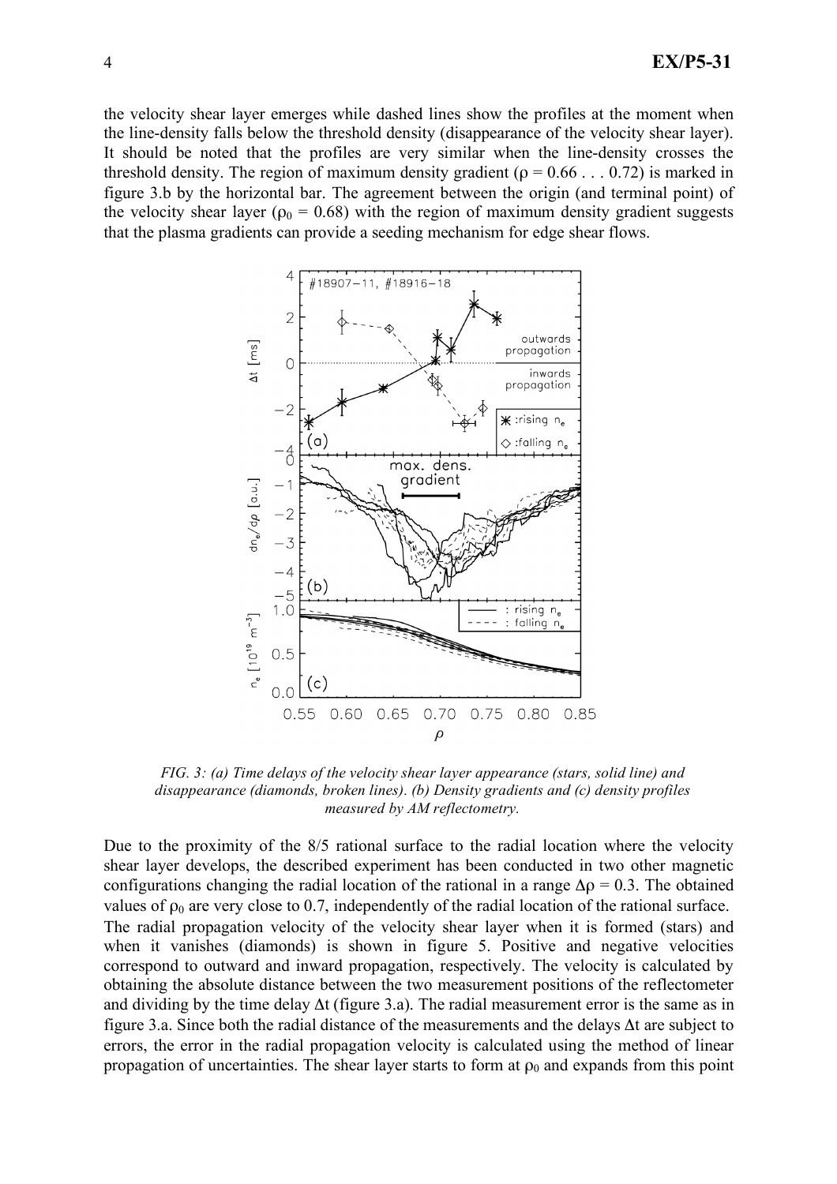the velocity shear layer emerges while dashed lines show the profiles at the moment when the line-density falls below the threshold density (disappearance of the velocity shear layer). It should be noted that the profiles are very similar when the line-density crosses the threshold density. The region of maximum density gradient ($\rho = 0.66 \ldots 0.72$) is marked in figure 3.b by the horizontal bar. The agreement between the origin (and terminal point) of the velocity shear layer ($\rho_0 = 0.68$) with the region of maximum density gradient suggests that the plasma gradients can provide a seeding mechanism for edge shear flows.

*FIG. 3: (a) Time delays of the velocity shear layer appearance (stars, solid line) and disappearance (diamonds, broken lines). (b) Density gradients and (c) density profiles measured by AM reflectometry.*

Due to the proximity of the 8/5 rational surface to the radial location where the velocity shear layer develops, the described experiment has been conducted in two other magnetic configurations changing the radial location of the rational in a range $\Delta\rho = 0.3$. The obtained values of $\rho_0$ are very close to 0.7, independently of the radial location of the rational surface.

The radial propagation velocity of the velocity shear layer when it is formed (stars) and when it vanishes (diamonds) is shown in figure 5. Positive and negative velocities correspond to outward and inward propagation, respectively. The velocity is calculated by obtaining the absolute distance between the two measurement positions of the reflectometer and dividing by the time delay $\Delta t$ (figure 3.a). The radial measurement error is the same as in figure 3.a. Since both the radial distance of the measurements and the delays $\Delta t$ are subject to errors, the error in the radial propagation velocity is calculated using the method of linear propagation of uncertainties. The shear layer starts to form at $\rho_0$ and expands from this point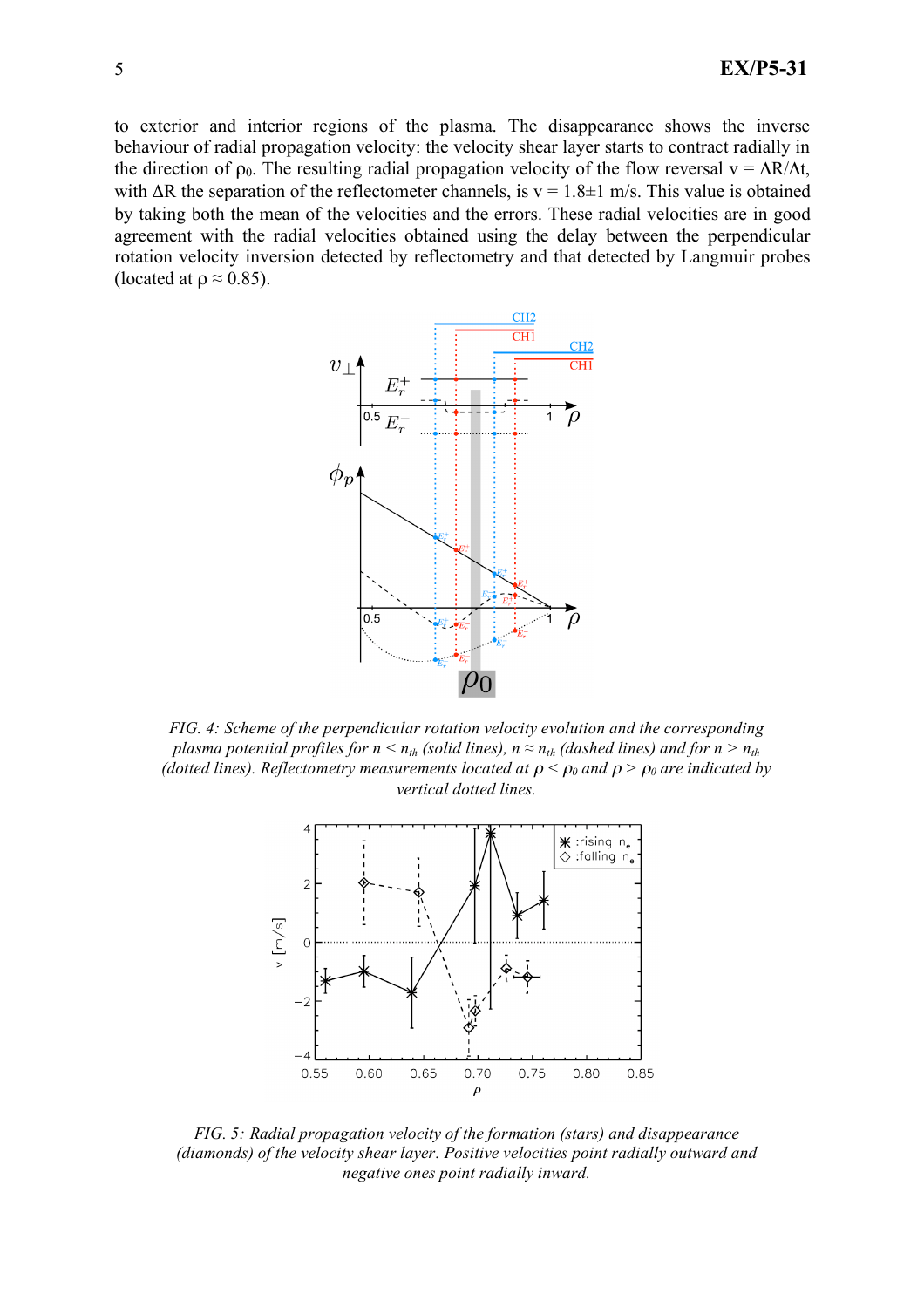to exterior and interior regions of the plasma. The disappearance shows the inverse behaviour of radial propagation velocity: the velocity shear layer starts to contract radially in the direction of $\rho_0$. The resulting radial propagation velocity of the flow reversal v = $\Delta R/\Delta t$, with $\Delta R$ the separation of the reflectometer channels, is v = 1.8±1 m/s. This value is obtained by taking both the mean of the velocities and the errors. These radial velocities are in good agreement with the radial velocities obtained using the delay between the perpendicular rotation velocity inversion detected by reflectometry and that detected by Langmuir probes (located at $\rho \approx 0.85$).

*FIG. 4: Scheme of the perpendicular rotation velocity evolution and the corresponding plasma potential profiles for $n < n_{th}$ (solid lines), $n \approx n_{th}$ (dashed lines) and for $n > n_{th}$ (dotted lines). Reflectometry measurements located at $\rho < \rho_0$ and $\rho > \rho_0$ are indicated by vertical dotted lines.*

*FIG. 5: Radial propagation velocity of the formation (stars) and disappearance (diamonds) of the velocity shear layer. Positive velocities point radially outward and negative ones point radially inward.*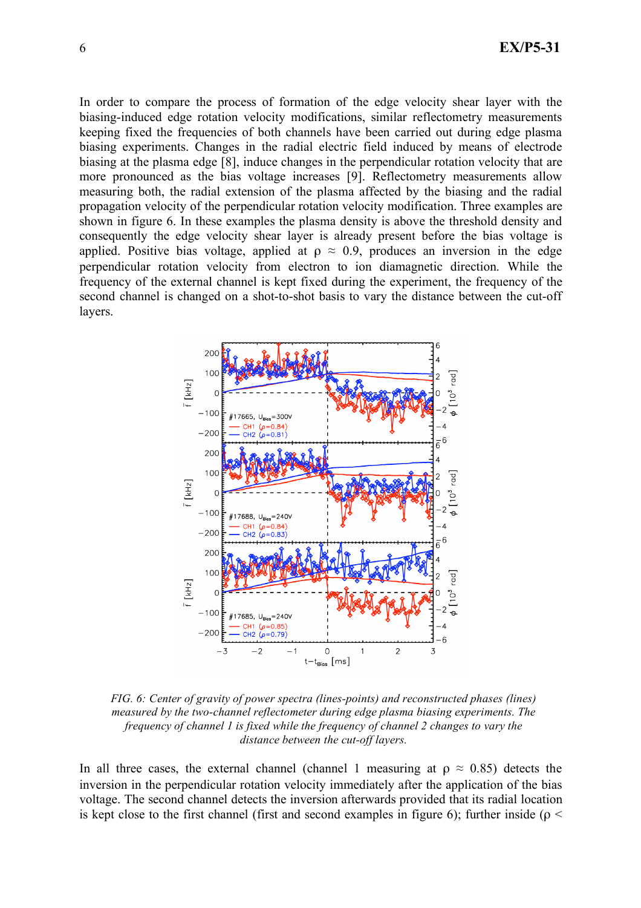In order to compare the process of formation of the edge velocity shear layer with the biasing-induced edge rotation velocity modifications, similar reflectometry measurements keeping fixed the frequencies of both channels have been carried out during edge plasma biasing experiments. Changes in the radial electric field induced by means of electrode biasing at the plasma edge [8], induce changes in the perpendicular rotation velocity that are more pronounced as the bias voltage increases [9]. Reflectometry measurements allow measuring both, the radial extension of the plasma affected by the biasing and the radial propagation velocity of the perpendicular rotation velocity modification. Three examples are shown in figure 6. In these examples the plasma density is above the threshold density and consequently the edge velocity shear layer is already present before the bias voltage is applied. Positive bias voltage, applied at $\rho \approx 0.9$, produces an inversion in the edge perpendicular rotation velocity from electron to ion diamagnetic direction. While the frequency of the external channel is kept fixed during the experiment, the frequency of the second channel is changed on a shot-to-shot basis to vary the distance between the cut-off layers.

*FIG. 6: Center of gravity of power spectra (lines-points) and reconstructed phases (lines) measured by the two-channel reflectometer during edge plasma biasing experiments. The frequency of channel 1 is fixed while the frequency of channel 2 changes to vary the distance between the cut-off layers.*

In all three cases, the external channel (channel 1 measuring at $\rho \approx 0.85$) detects the inversion in the perpendicular rotation velocity immediately after the application of the bias voltage. The second channel detects the inversion afterwards provided that its radial location is kept close to the first channel (first and second examples in figure 6); further inside ($\rho <$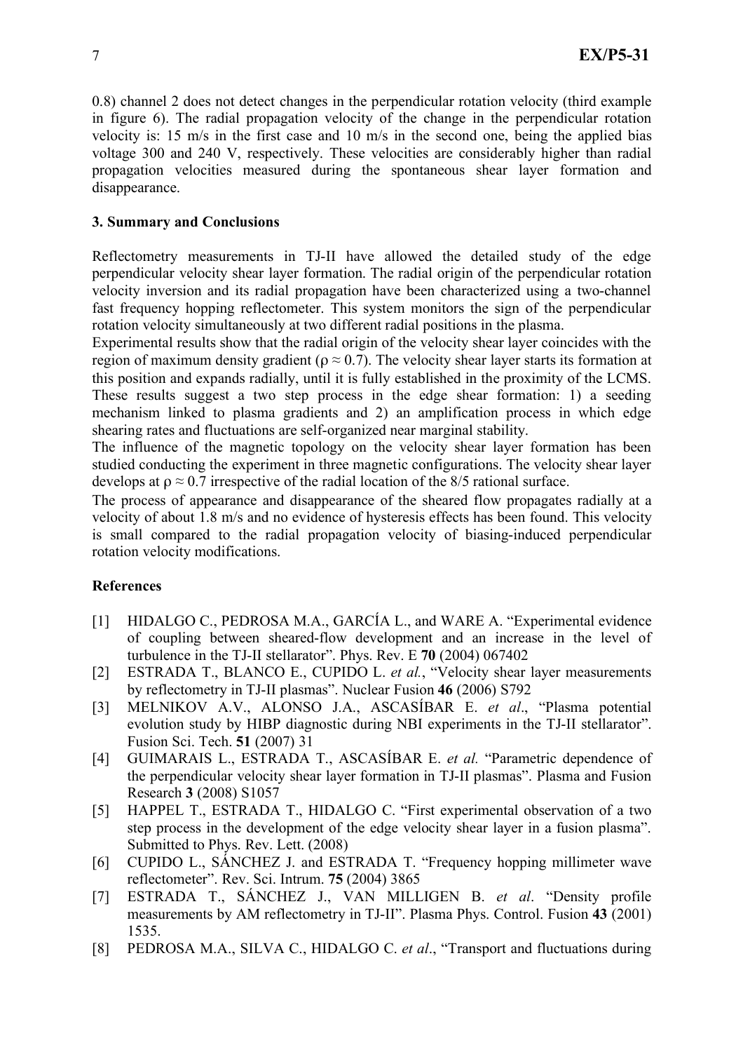0.8) channel 2 does not detect changes in the perpendicular rotation velocity (third example in figure 6). The radial propagation velocity of the change in the perpendicular rotation velocity is: 15 m/s in the first case and 10 m/s in the second one, being the applied bias voltage 300 and 240 V, respectively. These velocities are considerably higher than radial propagation velocities measured during the spontaneous shear layer formation and disappearance.

### 3. Summary and Conclusions

Reflectometry measurements in TJ-II have allowed the detailed study of the edge perpendicular velocity shear layer formation. The radial origin of the perpendicular rotation velocity inversion and its radial propagation have been characterized using a two-channel fast frequency hopping reflectometer. This system monitors the sign of the perpendicular rotation velocity simultaneously at two different radial positions in the plasma.

Experimental results show that the radial origin of the velocity shear layer coincides with the region of maximum density gradient ($\rho \approx 0.7$). The velocity shear layer starts its formation at this position and expands radially, until it is fully established in the proximity of the LCMS. These results suggest a two step process in the edge shear formation: 1) a seeding mechanism linked to plasma gradients and 2) an amplification process in which edge shearing rates and fluctuations are self-organized near marginal stability.

The influence of the magnetic topology on the velocity shear layer formation has been studied conducting the experiment in three magnetic configurations. The velocity shear layer develops at $\rho \approx 0.7$ irrespective of the radial location of the 8/5 rational surface.

The process of appearance and disappearance of the sheared flow propagates radially at a velocity of about 1.8 m/s and no evidence of hysteresis effects has been found. This velocity is small compared to the radial propagation velocity of biasing-induced perpendicular rotation velocity modifications.

### References

[1] HIDALGO C., PEDROSA M.A., GARCÍA L., and WARE A. "Experimental evidence of coupling between sheared-flow development and an increase in the level of turbulence in the TJ-II stellarator". Phys. Rev. E **70** (2004) 067402

[2] ESTRADA T., BLANCO E., CUPIDO L. *et al.*, "Velocity shear layer measurements by reflectometry in TJ-II plasmas". Nuclear Fusion **46** (2006) S792

[3] MELNIKOV A.V., ALONSO J.A., ASCASÍBAR E. *et al*., "Plasma potential evolution study by HIBP diagnostic during NBI experiments in the TJ-II stellarator". Fusion Sci. Tech. **51** (2007) 31

[4] GUIMARAIS L., ESTRADA T., ASCASÍBAR E. *et al.* "Parametric dependence of the perpendicular velocity shear layer formation in TJ-II plasmas". Plasma and Fusion Research **3** (2008) S1057

[5] HAPPEL T., ESTRADA T., HIDALGO C. "First experimental observation of a two step process in the development of the edge velocity shear layer in a fusion plasma". Submitted to Phys. Rev. Lett. (2008)

[6] CUPIDO L., SÁNCHEZ J. and ESTRADA T. "Frequency hopping millimeter wave reflectometer". Rev. Sci. Intrum. **75** (2004) 3865

[7] ESTRADA T., SÁNCHEZ J., VAN MILLIGEN B. *et al*. "Density profile measurements by AM reflectometry in TJ-II". Plasma Phys. Control. Fusion **43** (2001) 1535.

[8] PEDROSA M.A., SILVA C., HIDALGO C. *et al*., "Transport and fluctuations during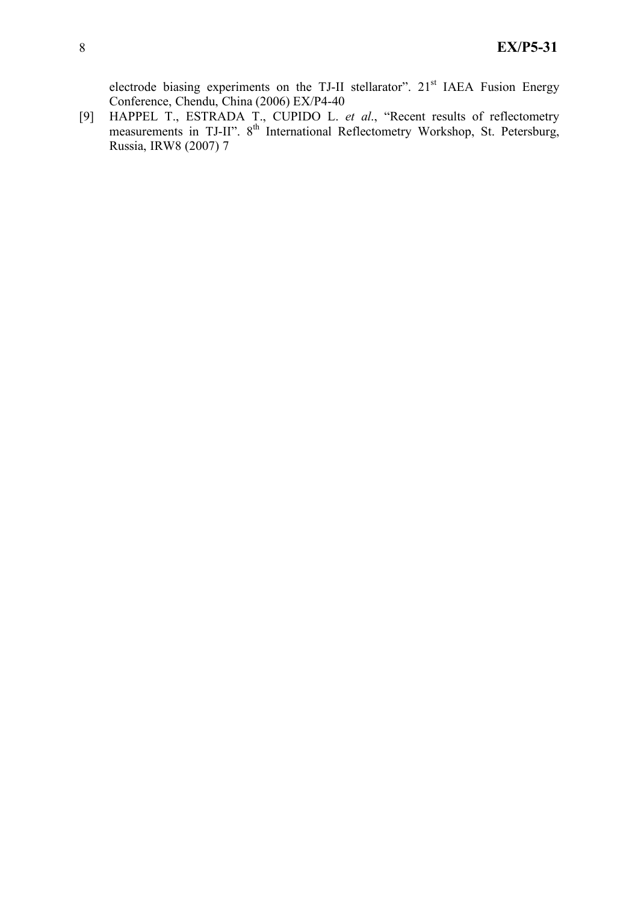electrode biasing experiments on the TJ-II stellarator". 21st IAEA Fusion Energy Conference, Chendu, China (2006) EX/P4-40

[9] HAPPEL T., ESTRADA T., CUPIDO L. *et al.*, "Recent results of reflectometry measurements in TJ-II". 8th International Reflectometry Workshop, St. Petersburg, Russia, IRW8 (2007) 7